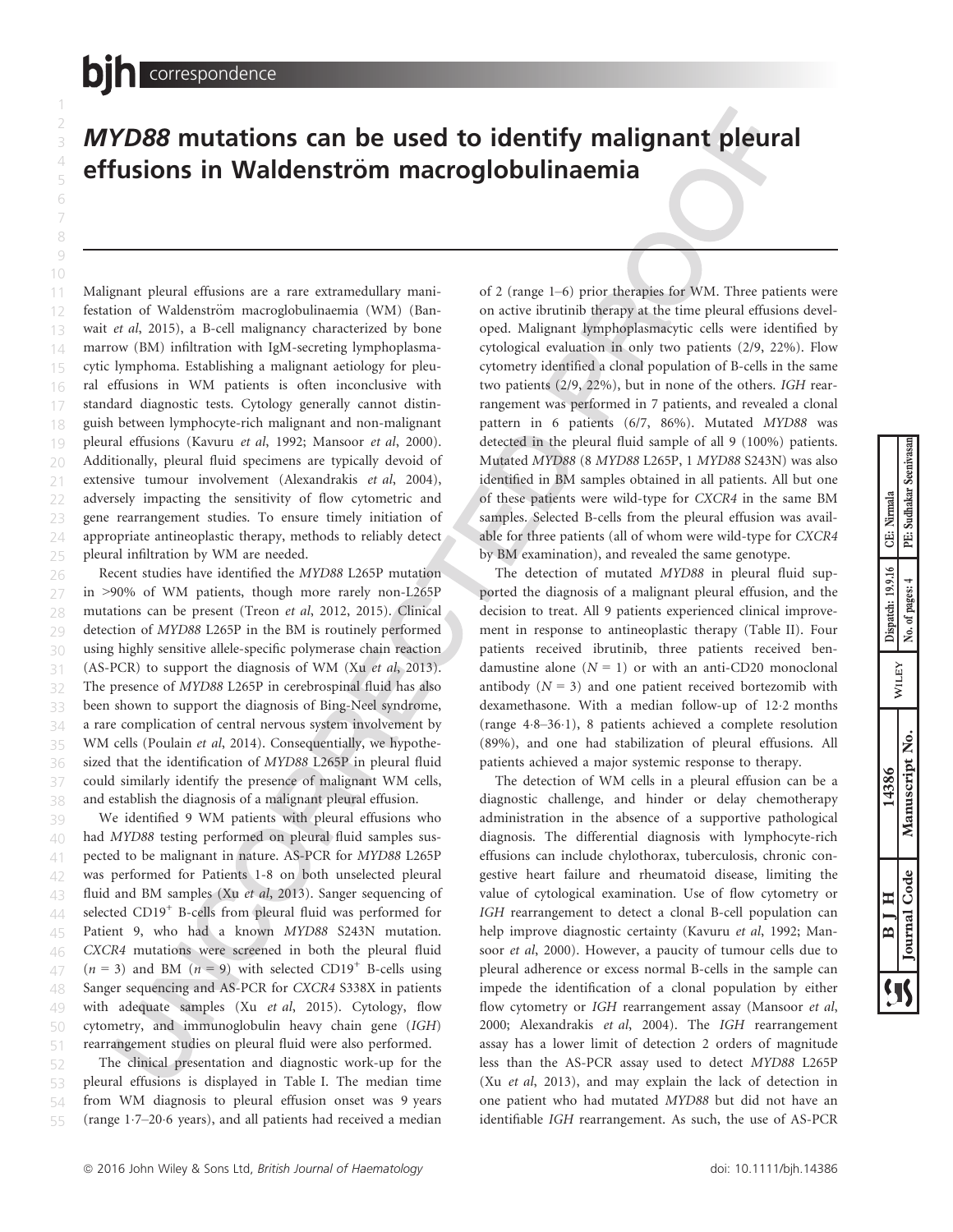# *MYD88* mutations can be used to identify malignant pleural effusions in Waldenström macroglobulinaemia

Malignant pleural effusions are a rare extramedullary manifestation of Waldenström macroglobulinaemia (WM) (Banwait *et al*, 2015), a B-cell malignancy characterized by bone marrow (BM) infiltration with IgM-secreting lymphoplasmacytic lymphoma. Establishing a malignant aetiology for pleural effusions in WM patients is often inconclusive with standard diagnostic tests. Cytology generally cannot distinguish between lymphocyte-rich malignant and non-malignant pleural effusions (Kavuru *et al*, 1992; Mansoor *et al*, 2000). Additionally, pleural fluid specimens are typically devoid of extensive tumour involvement (Alexandrakis *et al*, 2004), adversely impacting the sensitivity of flow cytometric and gene rearrangement studies. To ensure timely initiation of appropriate antineoplastic therapy, methods to reliably detect pleural infiltration by WM are needed.

Recent studies have identified the *MYD88* L265P mutation in >90% of WM patients, though more rarely non-L265P mutations can be present (Treon *et al*, 2012, 2015). Clinical detection of *MYD88* L265P in the BM is routinely performed using highly sensitive allele-specific polymerase chain reaction (AS-PCR) to support the diagnosis of WM (Xu *et al*, 2013). The presence of *MYD88* L265P in cerebrospinal fluid has also been shown to support the diagnosis of Bing-Neel syndrome, a rare complication of central nervous system involvement by WM cells (Poulain *et al*, 2014). Consequentially, we hypothesized that the identification of *MYD88* L265P in pleural fluid could similarly identify the presence of malignant WM cells, and establish the diagnosis of a malignant pleural effusion.

We identified 9 WM patients with pleural effusions who had *MYD88* testing performed on pleural fluid samples suspected to be malignant in nature. AS-PCR for *MYD88* L265P was performed for Patients 1-8 on both unselected pleural fluid and BM samples (Xu *et al*, 2013). Sanger sequencing of selected CD19$^+$ B-cells from pleural fluid was performed for Patient 9, who had a known *MYD88* S243N mutation. *CXCR4* mutations were screened in both the pleural fluid ($n = 3$) and BM ($n = 9$) with selected CD19$^+$ B-cells using Sanger sequencing and AS-PCR for *CXCR4* S338X in patients with adequate samples (Xu *et al*, 2015). Cytology, flow cytometry, and immunoglobulin heavy chain gene (*IGH*) rearrangement studies on pleural fluid were also performed.

The clinical presentation and diagnostic work-up for the pleural effusions is displayed in Table I. The median time from WM diagnosis to pleural effusion onset was 9 years (range 1·7–20·6 years), and all patients had received a median of 2 (range 1–6) prior therapies for WM. Three patients were on active ibrutinib therapy at the time pleural effusions developed. Malignant lymphoplasmacytic cells were identified by cytological evaluation in only two patients (2/9, 22%). Flow cytometry identified a clonal population of B-cells in the same two patients (2/9, 22%), but in none of the others. *IGH* rearrangement was performed in 7 patients, and revealed a clonal pattern in 6 patients (6/7, 86%). Mutated *MYD88* was detected in the pleural fluid sample of all 9 (100%) patients. Mutated *MYD88* (8 *MYD88* L265P, 1 *MYD88* S243N) was also identified in BM samples obtained in all patients. All but one of these patients were wild-type for *CXCR4* in the same BM samples. Selected B-cells from the pleural effusion was available for three patients (all of whom were wild-type for *CXCR4* by BM examination), and revealed the same genotype.

The detection of mutated *MYD88* in pleural fluid supported the diagnosis of a malignant pleural effusion, and the decision to treat. All 9 patients experienced clinical improvement in response to antineoplastic therapy (Table II). Four patients received ibrutinib, three patients received bendamustine alone ($N = 1$) or with an anti-CD20 monoclonal antibody ($N = 3$) and one patient received bortezomib with dexamethasone. With a median follow-up of 12·2 months (range 4·8–36·1), 8 patients achieved a complete resolution (89%), and one had stabilization of pleural effusions. All patients achieved a major systemic response to therapy.

The detection of WM cells in a pleural effusion can be a diagnostic challenge, and hinder or delay chemotherapy administration in the absence of a supportive pathological diagnosis. The differential diagnosis with lymphocyte-rich effusions can include chylothorax, tuberculosis, chronic congestive heart failure and rheumatoid disease, limiting the value of cytological examination. Use of flow cytometry or *IGH* rearrangement to detect a clonal B-cell population can help improve diagnostic certainty (Kavuru *et al*, 1992; Mansoor *et al*, 2000). However, a paucity of tumour cells due to pleural adherence or excess normal B-cells in the sample can impede the identification of a clonal population by either flow cytometry or *IGH* rearrangement assay (Mansoor *et al*, 2000; Alexandrakis *et al*, 2004). The *IGH* rearrangement assay has a lower limit of detection 2 orders of magnitude less than the AS-PCR assay used to detect *MYD88* L265P (Xu *et al*, 2013), and may explain the lack of detection in one patient who had mutated *MYD88* but did not have an identifiable *IGH* rearrangement. As such, the use of AS-PCR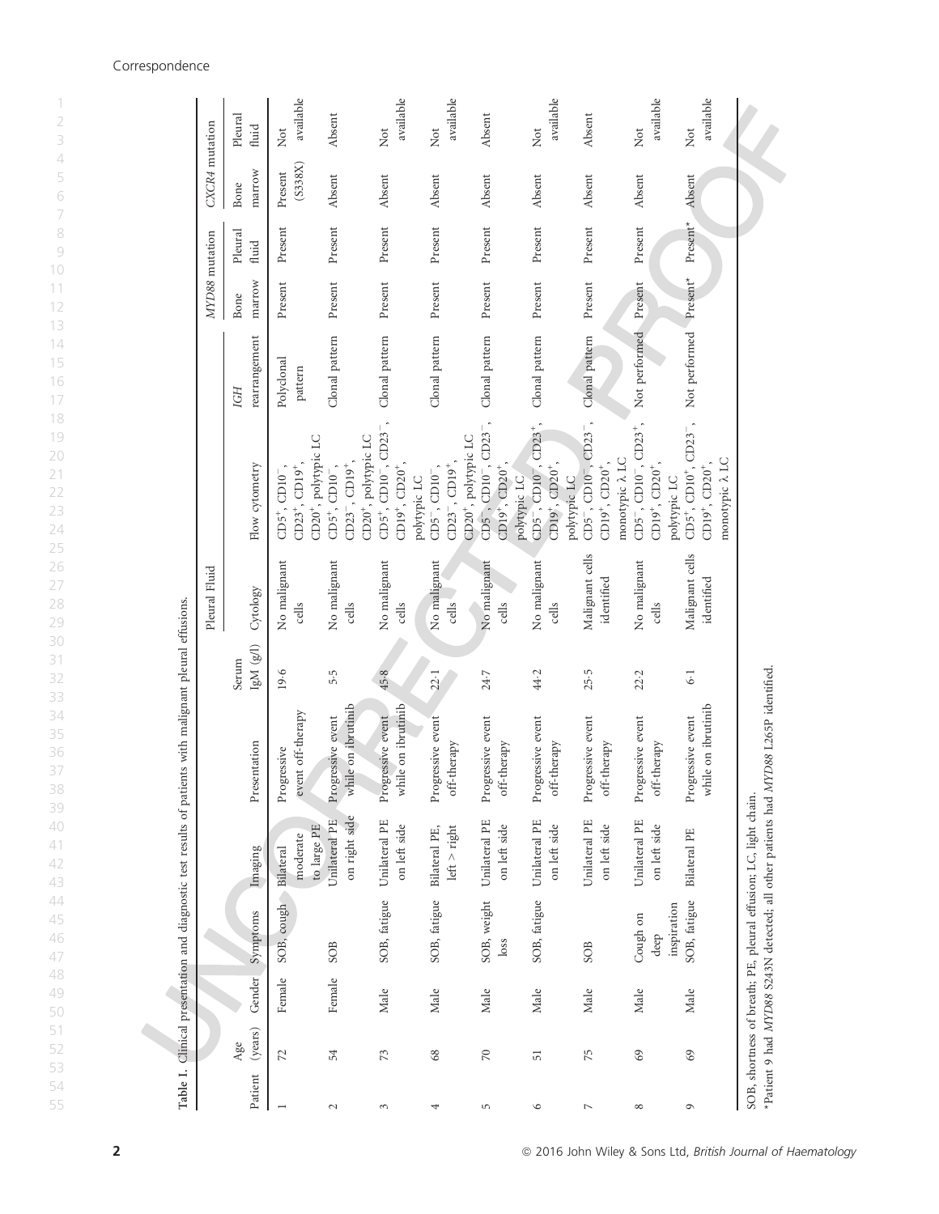**Table I.** Clinical presentation and diagnostic test results of patients with malignant pleural effusions.

| Patient | Age (years) | Gender | Symptoms | Imaging | Presentation | Serum IgM (g/l) | Pleural Fluid | | | *MYD88* mutation | | *CXCR4* mutation | |
|---|---|---|---|---|---|---|---|---|---|---|---|---|---|
| | | | | | | | Cytology | Flow cytometry | *IGH* rearrangement | Bone marrow | Pleural fluid | Bone marrow | Pleural fluid |
| 1 | 72 | Female | SOB, cough | Bilateral moderate to large PE | Progressive event off-therapy | 19·6 | No malignant cells | CD5[+], CD10[−], CD23[+], CD19[+], CD20[+], polytypic LC | Polyclonal pattern | Present | Present | Present (S338X) | Not available |
| 2 | 54 | Female | SOB | Unilateral PE on right side | Progressive event while on ibrutinib | 5·5 | No malignant cells | CD5[+], CD10[−], CD23[−], CD19[+], CD20[+], polytypic LC | Clonal pattern | Present | Present | Absent | Absent |
| 3 | 73 | Male | SOB, fatigue | Unilateral PE on left side | Progressive event while on ibrutinib | 45·8 | No malignant cells | CD5[+], CD10[−], CD23[−], CD19[+], CD20[+], polytypic LC | Clonal pattern | Present | Present | Absent | Not available |
| 4 | 68 | Male | SOB, fatigue | Bilateral PE, left > right | Progressive event off-therapy | 22·1 | No malignant cells | CD5[−], CD10[−], CD23[−], CD19[+], CD20[+], polytypic LC | Clonal pattern | Present | Present | Absent | Not available |
| 5 | 70 | Male | SOB, weight loss | Unilateral PE on left side | Progressive event off-therapy | 24·7 | No malignant cells | CD5[−], CD10[−], CD23[−], CD19[+], CD20[+], polytypic LC | Clonal pattern | Present | Present | Absent | Absent |
| 6 | 51 | Male | SOB, fatigue | Unilateral PE on left side | Progressive event off-therapy | 44·2 | No malignant cells | CD5[−], CD10[−], CD23[+], CD19[+], CD20[+], polytypic LC | Clonal pattern | Present | Present | Absent | Not available |
| 7 | 75 | Male | SOB | Unilateral PE on left side | Progressive event off-therapy | 25·5 | Malignant cells identified | CD5[−], CD10[−], CD23[−], CD19[+], CD20[+], monotypic λ LC | Clonal pattern | Present | Present | Absent | Absent |
| 8 | 69 | Male | Cough on deep inspiration | Unilateral PE on left side | Progressive event off-therapy | 22·2 | No malignant cells | CD5[−], CD10[−], CD23[+], CD19[+], CD20[+], polytypic LC | Not performed | Present | Present | Absent | Not available |
| 9 | 69 | Male | SOB, fatigue | Bilateral PE | Progressive event while on ibrutinib | 6·1 | Malignant cells identified | CD5[+], CD10[+], CD23[−], CD19[+], CD20[+], monotypic λ LC | Not performed | Present* | Present* | Absent | Not available |

SOB, shortness of breath; PE, pleural effusion; LC, light chain.

*Patient 9 had *MYD88* S243N detected; all other patients had *MYD88* L265P identified.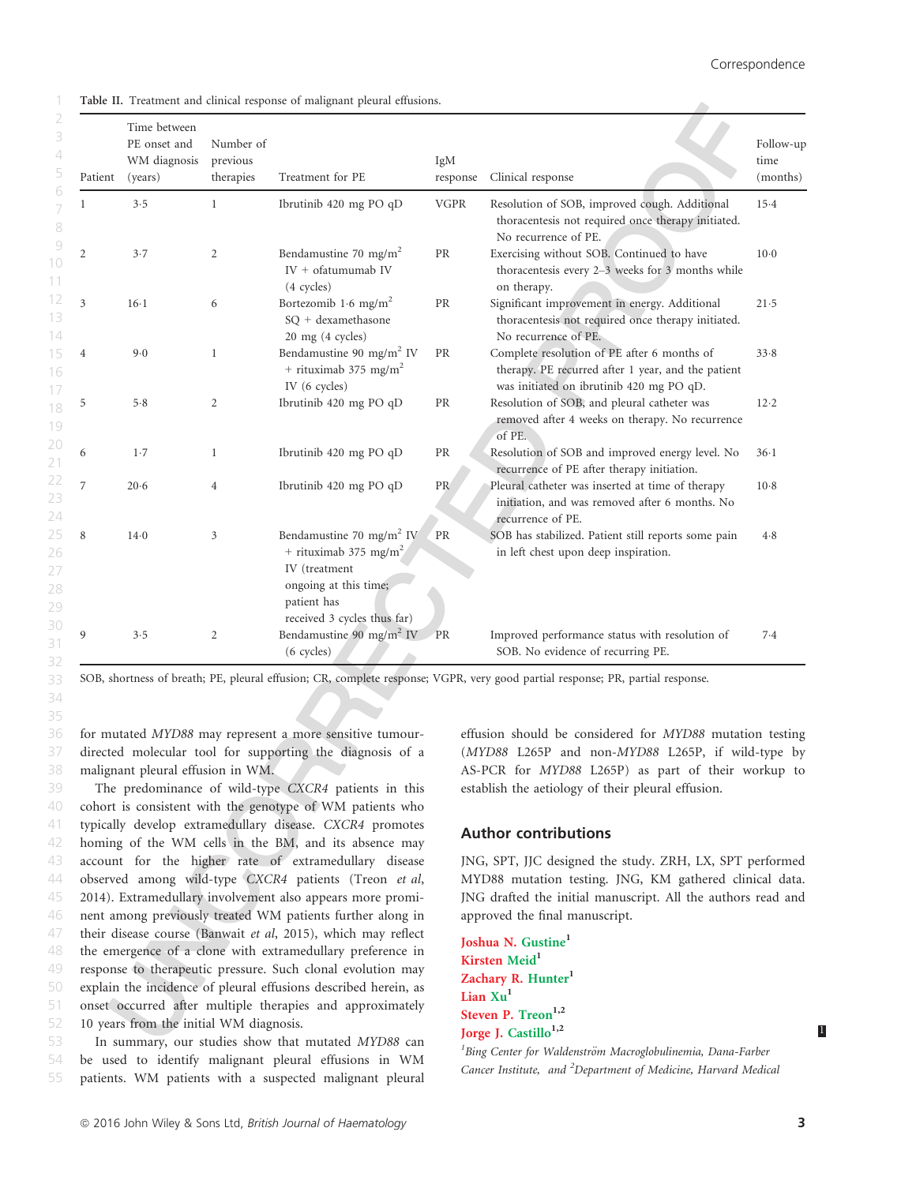Table II. Treatment and clinical response of malignant pleural effusions.

| Patient | Time between PE onset and WM diagnosis (years) | Number of previous therapies | Treatment for PE | IgM response | Clinical response | Follow-up time (months) |
|---|---|---|---|---|---|---|
| 1 | 3·5 | 1 | Ibrutinib 420 mg PO qD | VGPR | Resolution of SOB, improved cough. Additional thoracentesis not required once therapy initiated. No recurrence of PE. | 15·4 |
| 2 | 3·7 | 2 | Bendamustine 70 mg/m$^2$ IV + ofatumumab IV (4 cycles) | PR | Exercising without SOB. Continued to have thoracentesis every 2–3 weeks for 3 months while on therapy. | 10·0 |
| 3 | 16·1 | 6 | Bortezomib 1·6 mg/m$^2$ SQ + dexamethasone 20 mg (4 cycles) | PR | Significant improvement in energy. Additional thoracentesis not required once therapy initiated. No recurrence of PE. | 21·5 |
| 4 | 9·0 | 1 | Bendamustine 90 mg/m$^2$ IV + rituximab 375 mg/m$^2$ IV (6 cycles) | PR | Complete resolution of PE after 6 months of therapy. PE recurred after 1 year, and the patient was initiated on ibrutinib 420 mg PO qD. | 33·8 |
| 5 | 5·8 | 2 | Ibrutinib 420 mg PO qD | PR | Resolution of SOB, and pleural catheter was removed after 4 weeks on therapy. No recurrence of PE. | 12·2 |
| 6 | 1·7 | 1 | Ibrutinib 420 mg PO qD | PR | Resolution of SOB and improved energy level. No recurrence of PE after therapy initiation. | 36·1 |
| 7 | 20·6 | 4 | Ibrutinib 420 mg PO qD | PR | Pleural catheter was inserted at time of therapy initiation, and was removed after 6 months. No recurrence of PE. | 10·8 |
| 8 | 14·0 | 3 | Bendamustine 70 mg/m$^2$ IV + rituximab 375 mg/m$^2$ IV (treatment ongoing at this time; patient has received 3 cycles thus far) | PR | SOB has stabilized. Patient still reports some pain in left chest upon deep inspiration. | 4·8 |
| 9 | 3·5 | 2 | Bendamustine 90 mg/m$^2$ IV (6 cycles) | PR | Improved performance status with resolution of SOB. No evidence of recurring PE. | 7·4 |

SOB, shortness of breath; PE, pleural effusion; CR, complete response; VGPR, very good partial response; PR, partial response.

for mutated *MYD88* may represent a more sensitive tumour-directed molecular tool for supporting the diagnosis of a malignant pleural effusion in WM.

The predominance of wild-type *CXCR4* patients in this cohort is consistent with the genotype of WM patients who typically develop extramedullary disease. *CXCR4* promotes homing of the WM cells in the BM, and its absence may account for the higher rate of extramedullary disease observed among wild-type *CXCR4* patients (Treon *et al*, 2014). Extramedullary involvement also appears more prominent among previously treated WM patients further along in their disease course (Banwait *et al*, 2015), which may reflect the emergence of a clone with extramedullary preference in response to therapeutic pressure. Such clonal evolution may explain the incidence of pleural effusions described herein, as onset occurred after multiple therapies and approximately 10 years from the initial WM diagnosis.

In summary, our studies show that mutated *MYD88* can be used to identify malignant pleural effusions in WM patients. WM patients with a suspected malignant pleural effusion should be considered for *MYD88* mutation testing (*MYD88* L265P and non-*MYD88* L265P, if wild-type by AS-PCR for *MYD88* L265P) as part of their workup to establish the aetiology of their pleural effusion.

## Author contributions

JNG, SPT, JJC designed the study. ZRH, LX, SPT performed MYD88 mutation testing. JNG, KM gathered clinical data. JNG drafted the initial manuscript. All the authors read and approved the final manuscript.

**Joshua N. Gustine**[1]
**Kirsten Meid**[1]
**Zachary R. Hunter**[1]
**Lian Xu**[1]
**Steven P. Treon**[1,2]
**Jorge J. Castillo**[1,2]

*[1]Bing Center for Waldenström Macroglobulinemia, Dana-Farber Cancer Institute, and [2]Department of Medicine, Harvard Medical*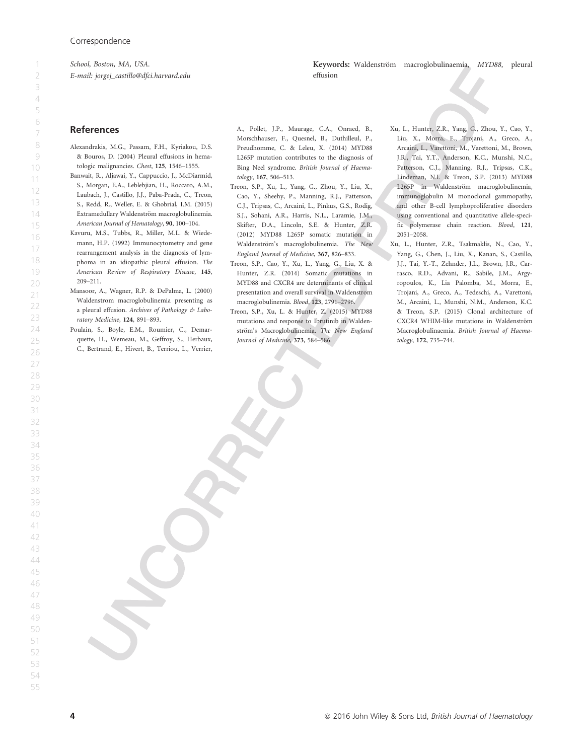*School, Boston, MA, USA.*
*E-mail: jorgej_castillo@dfci.harvard.edu*

**Keywords:** Waldenström macroglobulinaemia, *MYD88*, pleural effusion

## References

Alexandrakis, M.G., Passam, F.H., Kyriakou, D.S. & Bouros, D. (2004) Pleural effusions in hematologic malignancies. *Chest*, **125**, 1546–1555.

Banwait, R., Aljawai, Y., Cappuccio, J., McDiarmid, S., Morgan, E.A., Leblebjian, H., Roccaro, A.M., Laubach, J., Castillo, J.J., Paba-Prada, C., Treon, S., Redd, R., Weller, E. & Ghobrial, I.M. (2015) Extramedullary Waldenström macroglobulinemia. *American Journal of Hematology*, **90**, 100–104.

Kavuru, M.S., Tubbs, R., Miller, M.L. & Wiedemann, H.P. (1992) Immunocytometry and gene rearrangement analysis in the diagnosis of lymphoma in an idiopathic pleural effusion. *The American Review of Respiratory Disease*, **145**, 209–211.

Mansoor, A., Wagner, R.P. & DePalma, L. (2000) Waldenstrom macroglobulinemia presenting as a pleural effusion. *Archives of Pathology & Laboratory Medicine*, **124**, 891–893.

Poulain, S., Boyle, E.M., Roumier, C., Demarquette, H., Wemeau, M., Geffroy, S., Herbaux, C., Bertrand, E., Hivert, B., Terriou, L., Verrier, A., Pollet, J.P., Maurage, C.A., Onraed, B., Morschhauser, F., Quesnel, B., Duthilleul, P., Preudhomme, C. & Leleu, X. (2014) MYD88 L265P mutation contributes to the diagnosis of Bing Neel syndrome. *British Journal of Haematology*, **167**, 506–513.

Treon, S.P., Xu, L., Yang, G., Zhou, Y., Liu, X., Cao, Y., Sheehy, P., Manning, R.J., Patterson, C.J., Tripsas, C., Arcaini, L., Pinkus, G.S., Rodig, S.J., Sohani, A.R., Harris, N.L., Laramie, J.M., Skifter, D.A., Lincoln, S.E. & Hunter, Z.R. (2012) MYD88 L265P somatic mutation in Waldenström's macroglobulinemia. *The New England Journal of Medicine*, **367**, 826–833.

Treon, S.P., Cao, Y., Xu, L., Yang, G., Liu, X. & Hunter, Z.R. (2014) Somatic mutations in MYD88 and CXCR4 are determinants of clinical presentation and overall survival in Waldenstrom macroglobulinemia. *Blood*, **123**, 2791–2796.

Treon, S.P., Xu, L. & Hunter, Z. (2015) MYD88 mutations and response to Ibrutinib in Waldenström's Macroglobulinemia. *The New England Journal of Medicine*, **373**, 584–586.

Xu, L., Hunter, Z.R., Yang, G., Zhou, Y., Cao, Y., Liu, X., Morra, E., Trojani, A., Greco, A., Arcaini, L., Varettoni, M., Varettoni, M., Brown, J.R., Tai, Y.T., Anderson, K.C., Munshi, N.C., Patterson, C.J., Manning, R.J., Tripsas, C.K., Lindeman, N.I. & Treon, S.P. (2013) MYD88 L265P in Waldenström macroglobulinemia, immunoglobulin M monoclonal gammopathy, and other B-cell lymphoproliferative disorders using conventional and quantitative allele-specific polymerase chain reaction. *Blood*, **121**, 2051–2058.

Xu, L., Hunter, Z.R., Tsakmaklis, N., Cao, Y., Yang, G., Chen, J., Liu, X., Kanan, S., Castillo, J.J., Tai, Y.-T., Zehnder, J.L., Brown, J.R., Carrasco, R.D., Advani, R., Sabile, J.M., Argyropoulos, K., Lia Palomba, M., Morra, E., Trojani, A., Greco, A., Tedeschi, A., Varettoni, M., Arcaini, L., Munshi, N.M., Anderson, K.C. & Treon, S.P. (2015) Clonal architecture of CXCR4 WHIM-like mutations in Waldenström Macroglobulinaemia. *British Journal of Haematology*, **172**, 735–744.